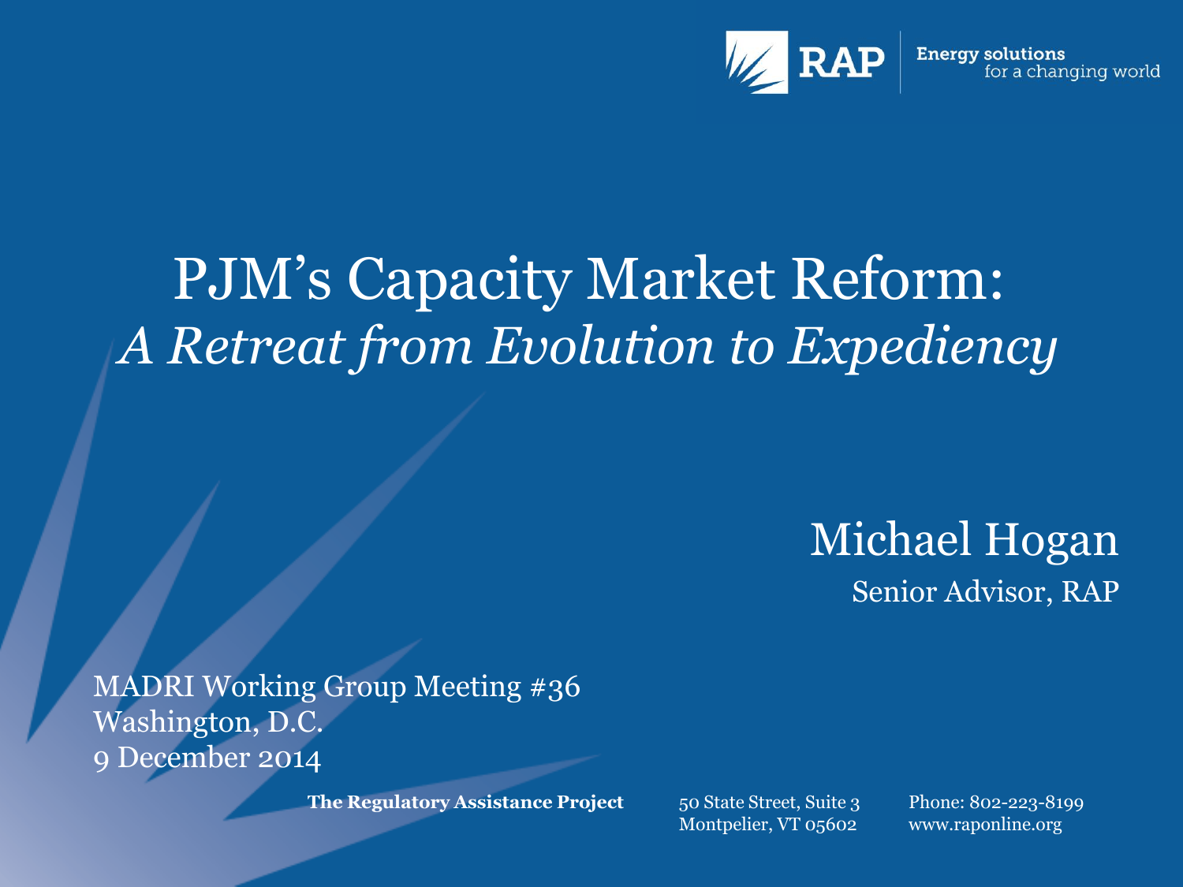RAP Energy solutions for a changing world

# PJM's Capacity Market Reform:
## *A Retreat from Evolution to Expediency*

Michael Hogan
Senior Advisor, RAP

MADRI Working Group Meeting #36
Washington, D.C.
9 December 2014

**The Regulatory Assistance Project**
50 State Street, Suite 3
Montpelier, VT 05602
Phone: 802-223-8199
www.raponline.org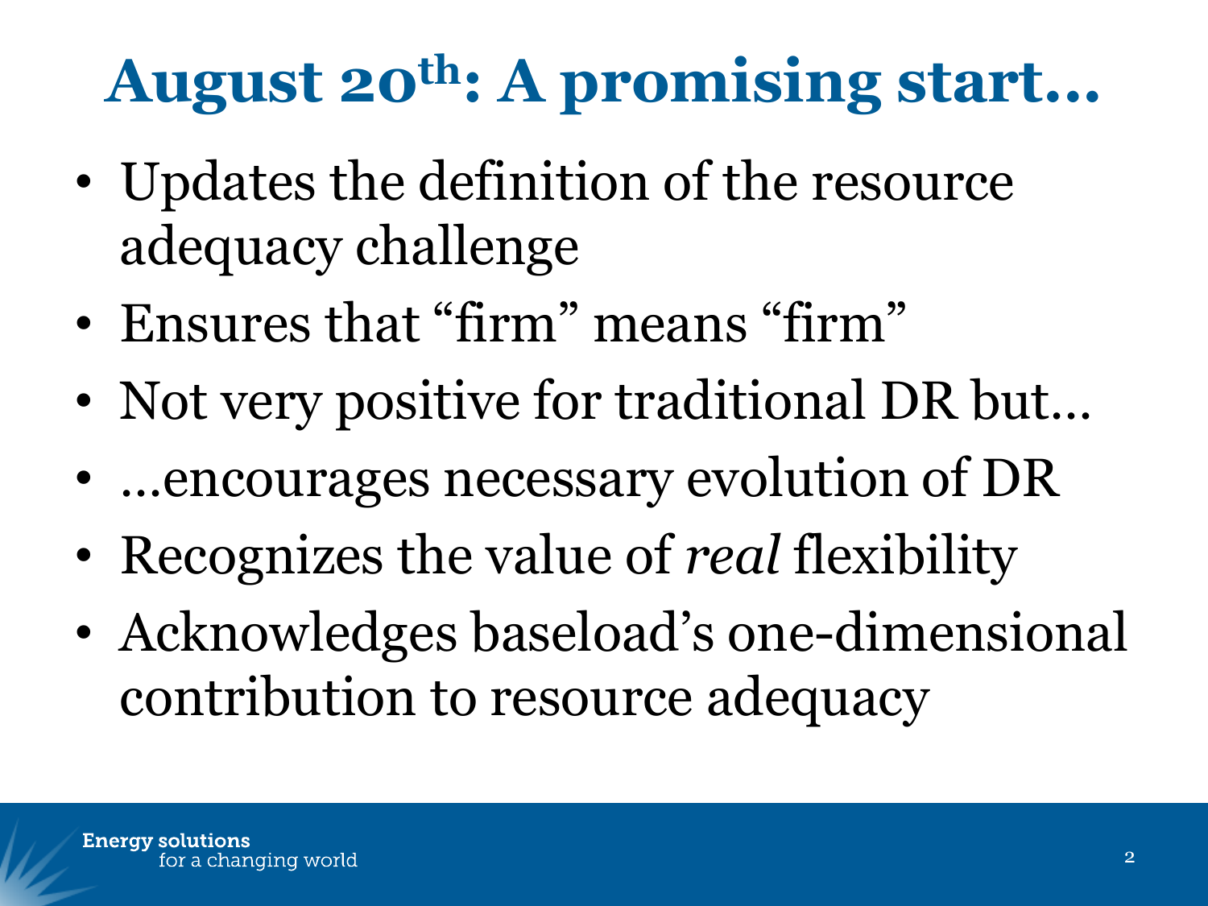# August 20th: A promising start…

- Updates the definition of the resource adequacy challenge
- Ensures that "firm" means "firm"
- Not very positive for traditional DR but…
- …encourages necessary evolution of DR
- Recognizes the value of *real* flexibility
- Acknowledges baseload's one-dimensional contribution to resource adequacy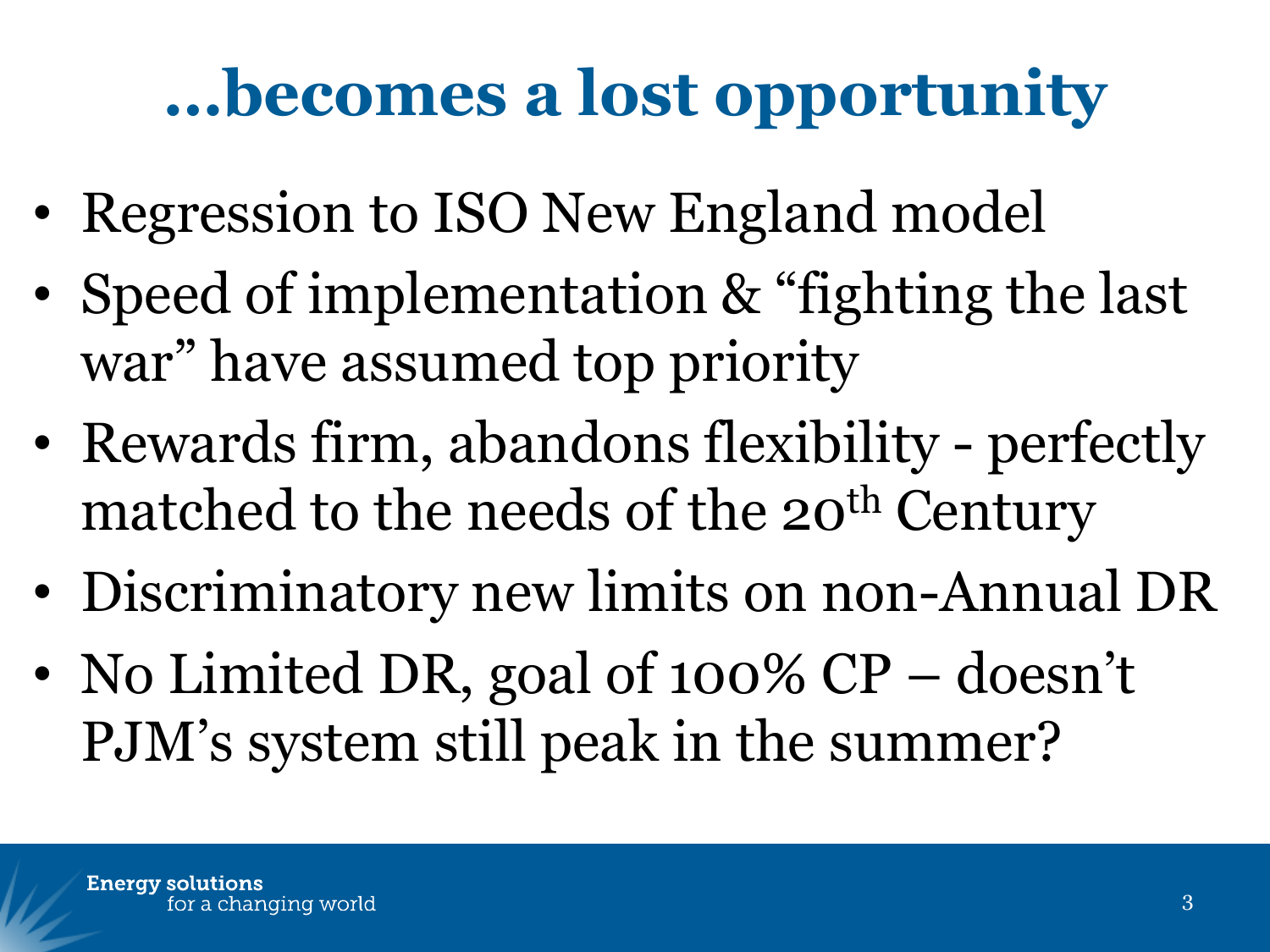# …becomes a lost opportunity

- Regression to ISO New England model
- Speed of implementation & "fighting the last war" have assumed top priority
- Rewards firm, abandons flexibility - perfectly matched to the needs of the 20th Century
- Discriminatory new limits on non-Annual DR
- No Limited DR, goal of 100% CP – doesn't PJM's system still peak in the summer?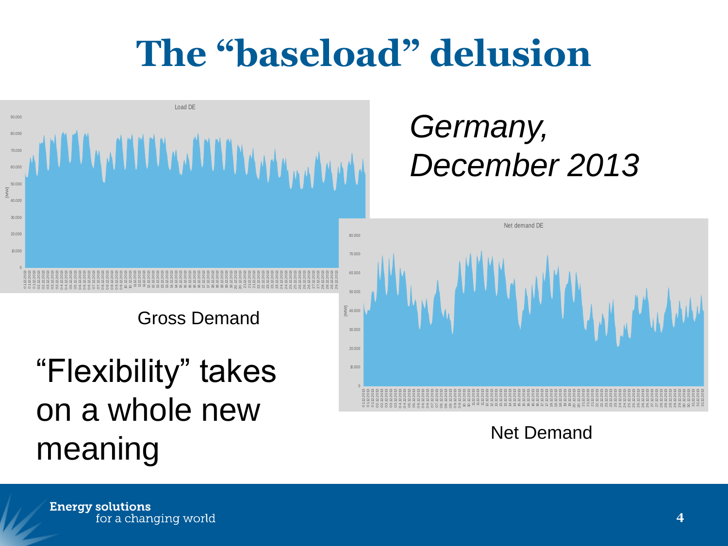# The “baseload” delusion

*Germany, December 2013*

Gross Demand

Net Demand

“Flexibility” takes on a whole new meaning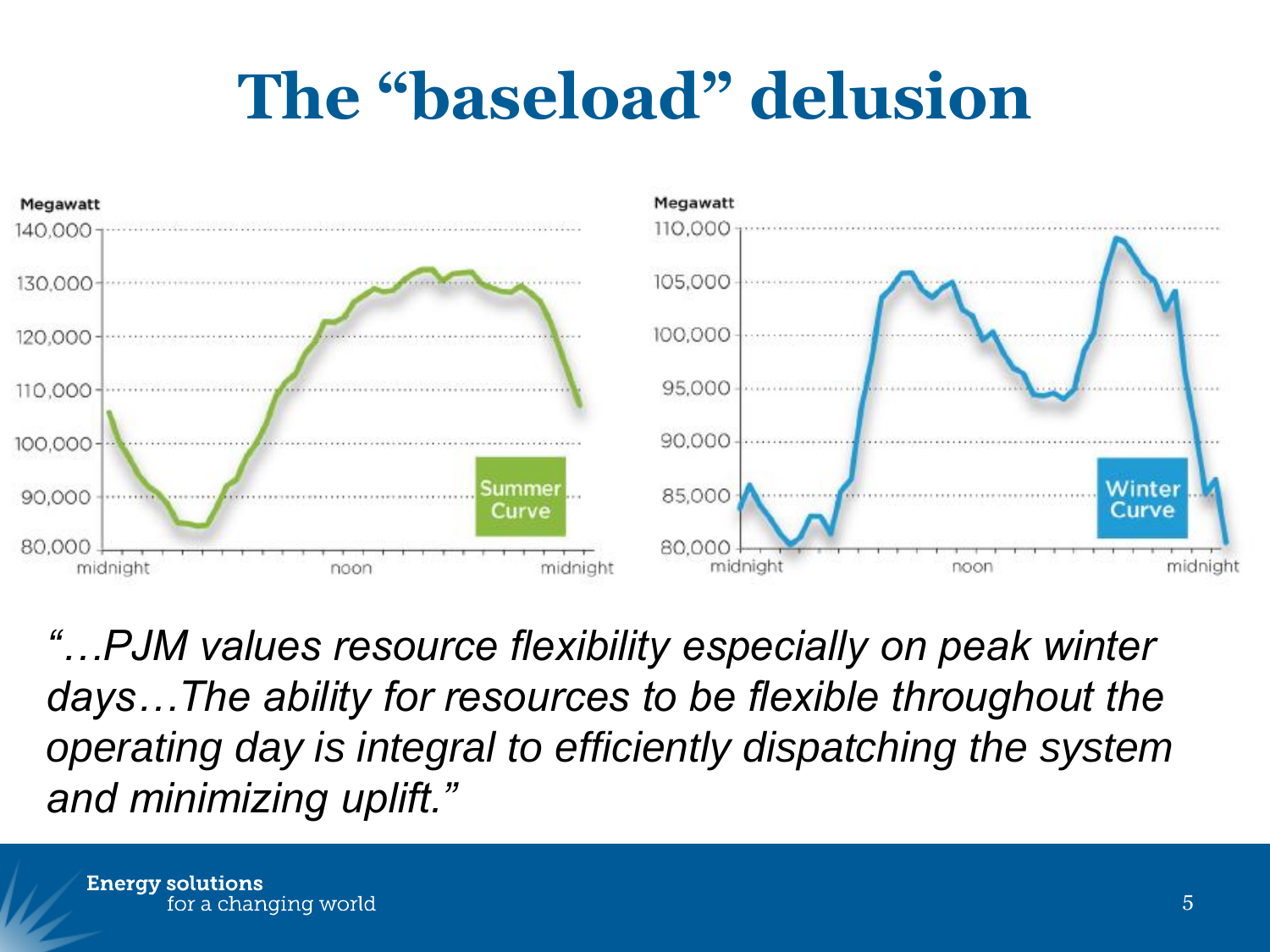# The "baseload" delusion

Megawatt

140,000
130,000
120,000
110,000
100,000
90,000
80,000

midnight noon midnight

Summer Curve

Megawatt

110,000
105,000
100,000
95,000
90,000
85,000
80,000

midnight noon midnight

Winter Curve

*"…PJM values resource flexibility especially on peak winter days…The ability for resources to be flexible throughout the operating day is integral to efficiently dispatching the system and minimizing uplift."*

**Energy solutions**
for a changing world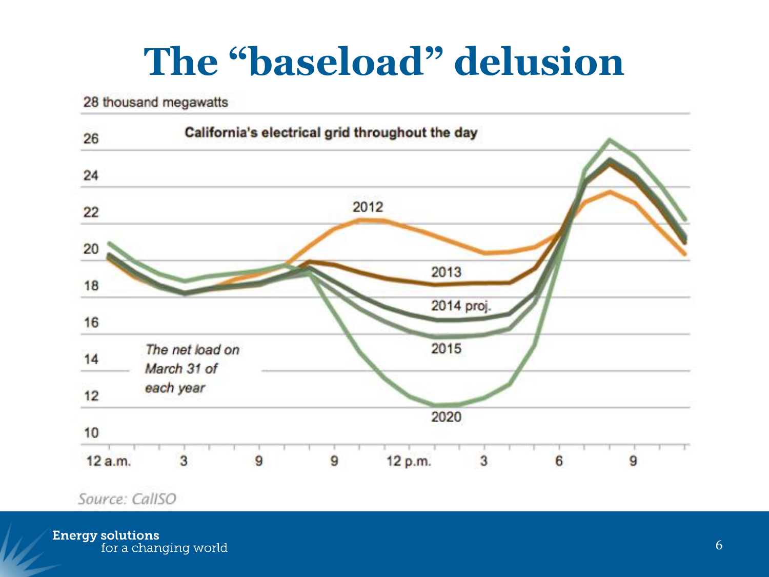# The "baseload" delusion

28 thousand megawatts

**California's electrical grid throughout the day**

*The net load on March 31 of each year*

Source: CallSO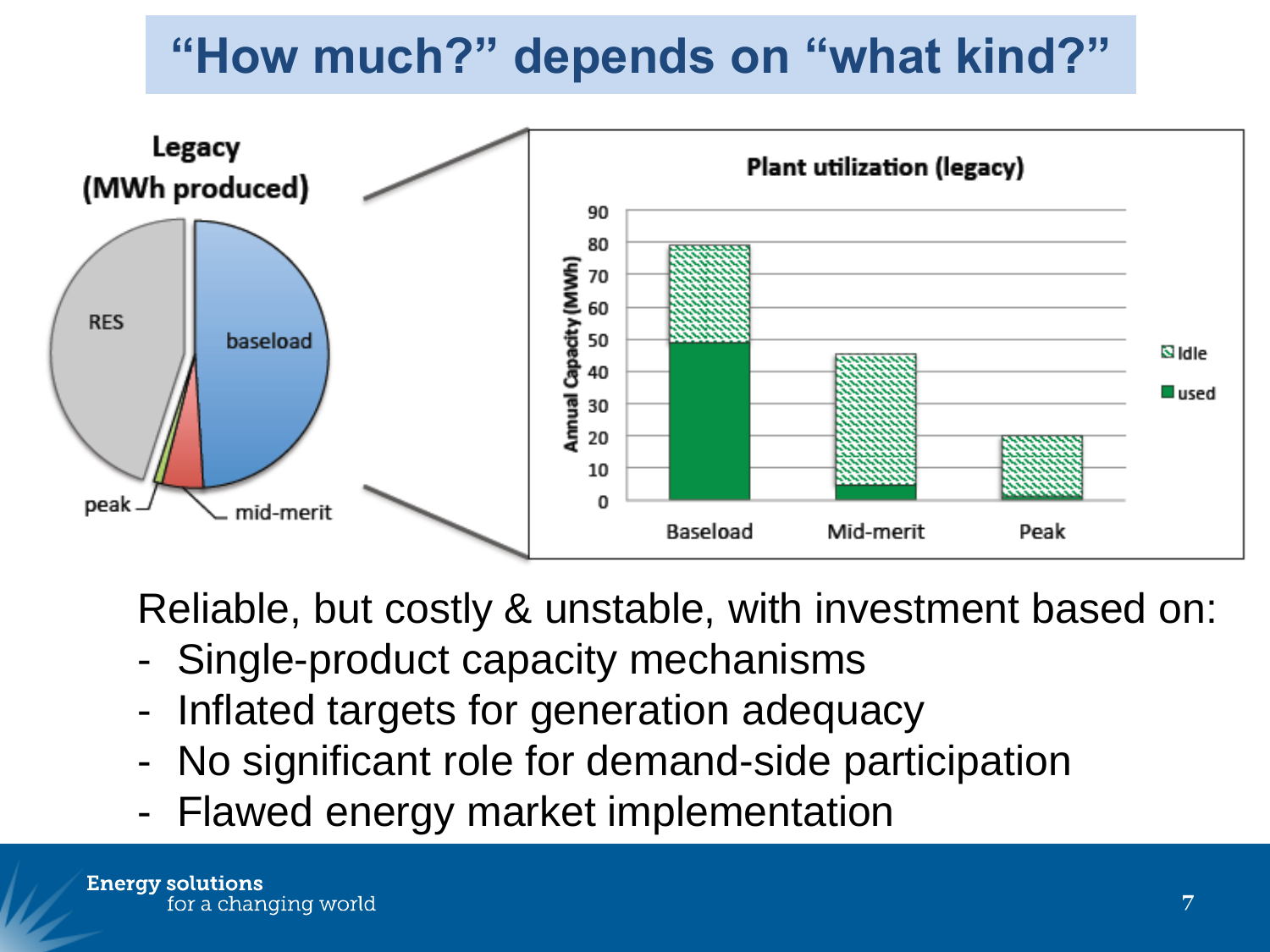# “How much?” depends on “what kind?”

**Legacy (MWh produced)**

RES, baseload, mid-merit, peak

**Plant utilization (legacy)**

Annual Capacity (MWh)

Baseload, Mid-merit, Peak

Idle, used

Reliable, but costly & unstable, with investment based on:

- Single-product capacity mechanisms
- Inflated targets for generation adequacy
- No significant role for demand-side participation
- Flawed energy market implementation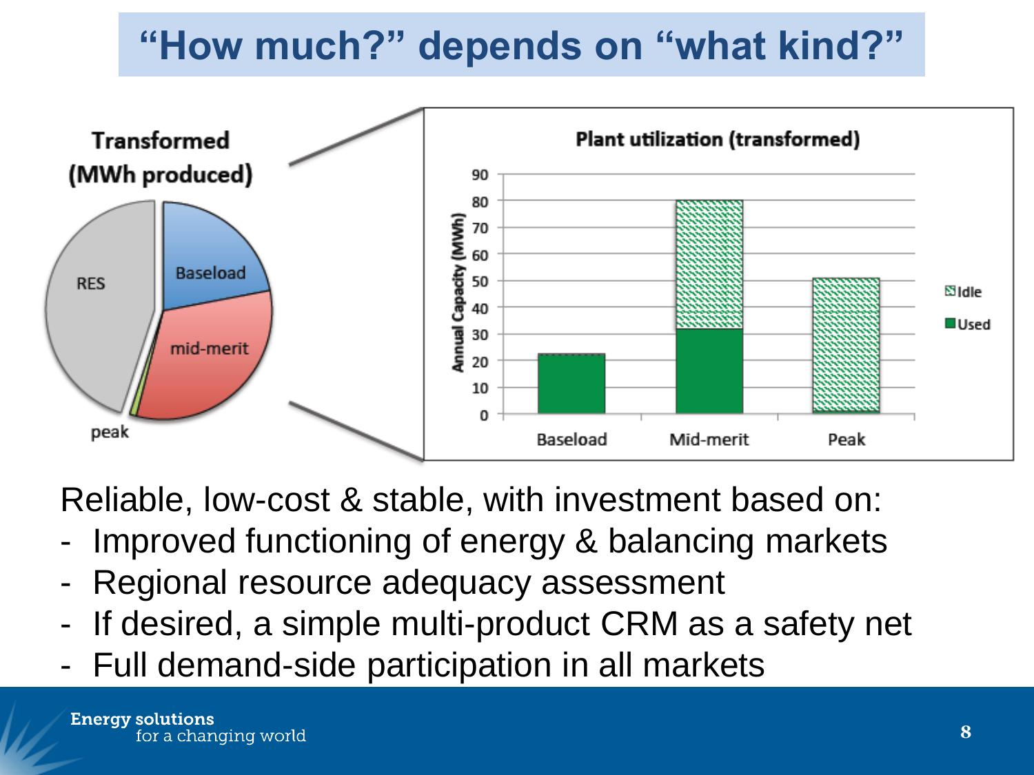# "How much?" depends on "what kind?"

**Transformed (MWh produced)**

RES, Baseload, mid-merit, peak

**Plant utilization (transformed)**

Annual Capacity (MWh): 0, 10, 20, 30, 40, 50, 60, 70, 80, 90

Baseload, Mid-merit, Peak

Idle, Used

Reliable, low-cost & stable, with investment based on:

- Improved functioning of energy & balancing markets
- Regional resource adequacy assessment
- If desired, a simple multi-product CRM as a safety net
- Full demand-side participation in all markets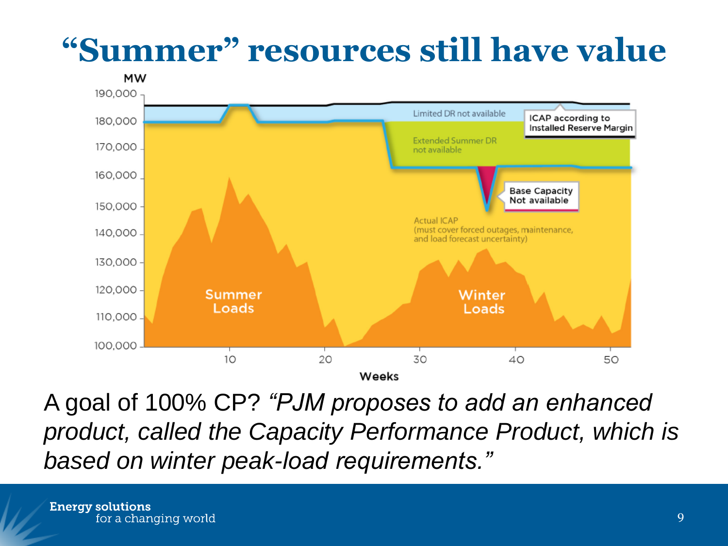# "Summer" resources still have value

MW

190,000
180,000
170,000
160,000
150,000
140,000
130,000
120,000
110,000
100,000

Limited DR not available

ICAP according to Installed Reserve Margin

Extended Summer DR not available

Base Capacity Not available

Actual ICAP (must cover forced outages, maintenance, and load forecast uncertainty)

Summer Loads

Winter Loads

10 20 30 40 50

Weeks

A goal of 100% CP? *"PJM proposes to add an enhanced product, called the Capacity Performance Product, which is based on winter peak-load requirements."*

Energy solutions for a changing world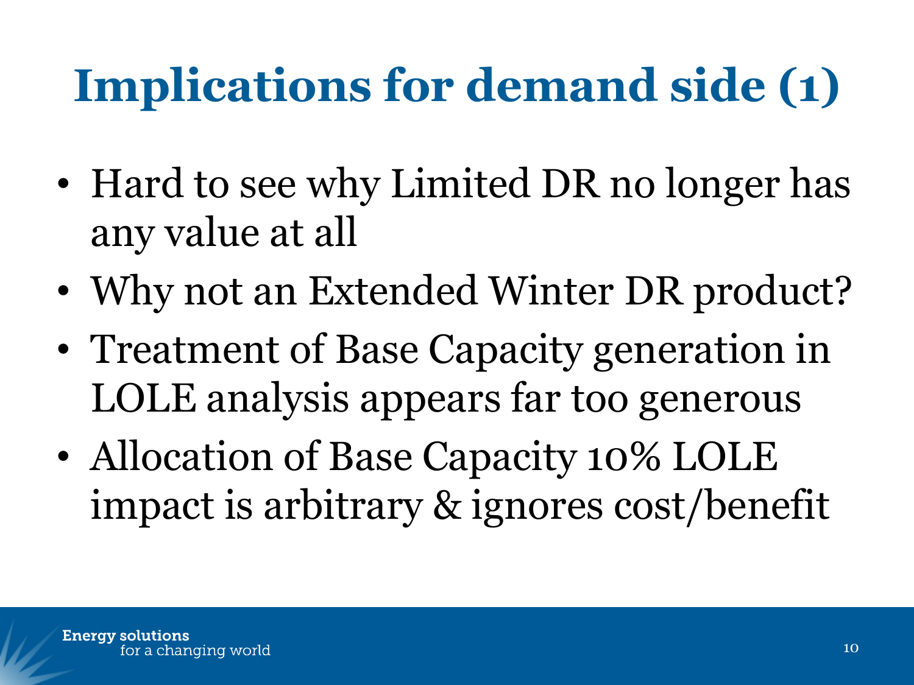# Implications for demand side (1)

- Hard to see why Limited DR no longer has any value at all
- Why not an Extended Winter DR product?
- Treatment of Base Capacity generation in LOLE analysis appears far too generous
- Allocation of Base Capacity 10% LOLE impact is arbitrary & ignores cost/benefit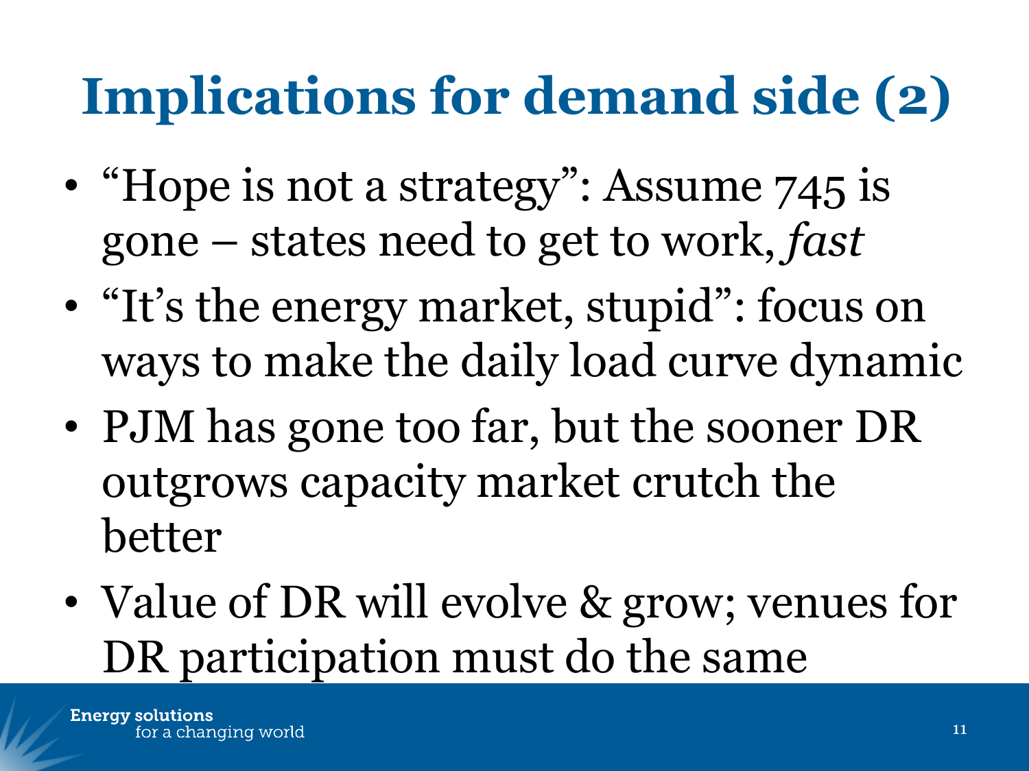# Implications for demand side (2)

- "Hope is not a strategy": Assume 745 is gone – states need to get to work, *fast*
- "It's the energy market, stupid": focus on ways to make the daily load curve dynamic
- PJM has gone too far, but the sooner DR outgrows capacity market crutch the better
- Value of DR will evolve & grow; venues for DR participation must do the same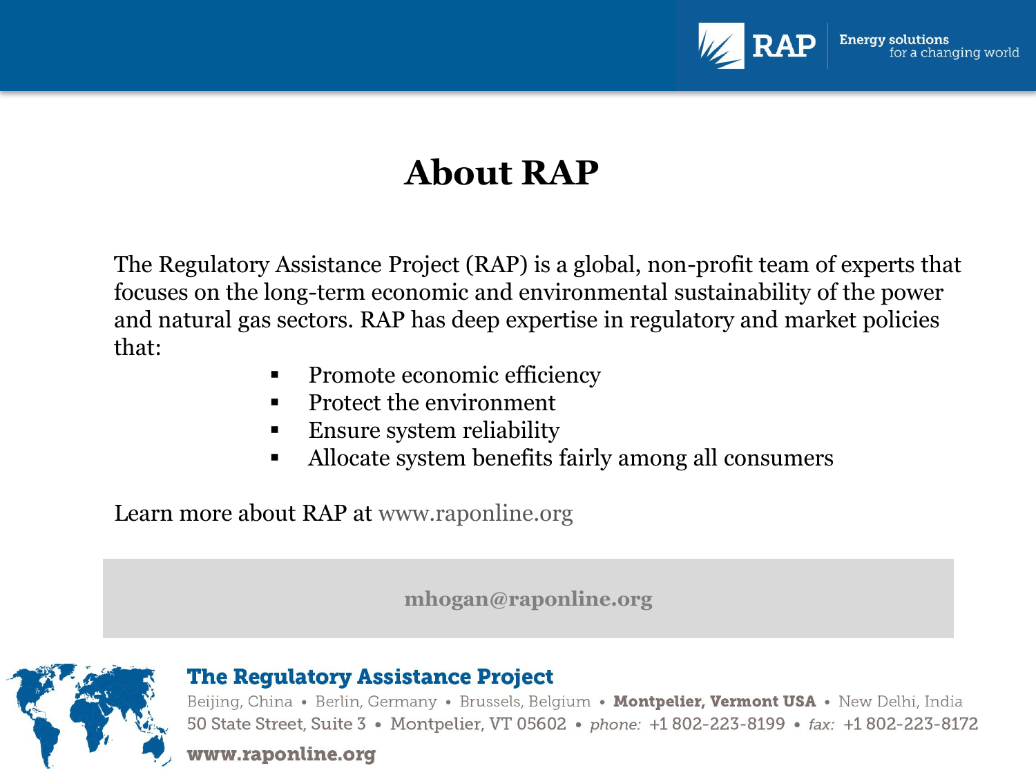# About RAP

The Regulatory Assistance Project (RAP) is a global, non-profit team of experts that focuses on the long-term economic and environmental sustainability of the power and natural gas sectors. RAP has deep expertise in regulatory and market policies that:

- Promote economic efficiency
- Protect the environment
- Ensure system reliability
- Allocate system benefits fairly among all consumers

Learn more about RAP at www.raponline.org

**mhogan@raponline.org**

**The Regulatory Assistance Project**

Beijing, China • Berlin, Germany • Brussels, Belgium • **Montpelier, Vermont USA** • New Delhi, India

50 State Street, Suite 3 • Montpelier, VT 05602 • *phone:* +1 802-223-8199 • *fax:* +1 802-223-8172

**www.raponline.org**